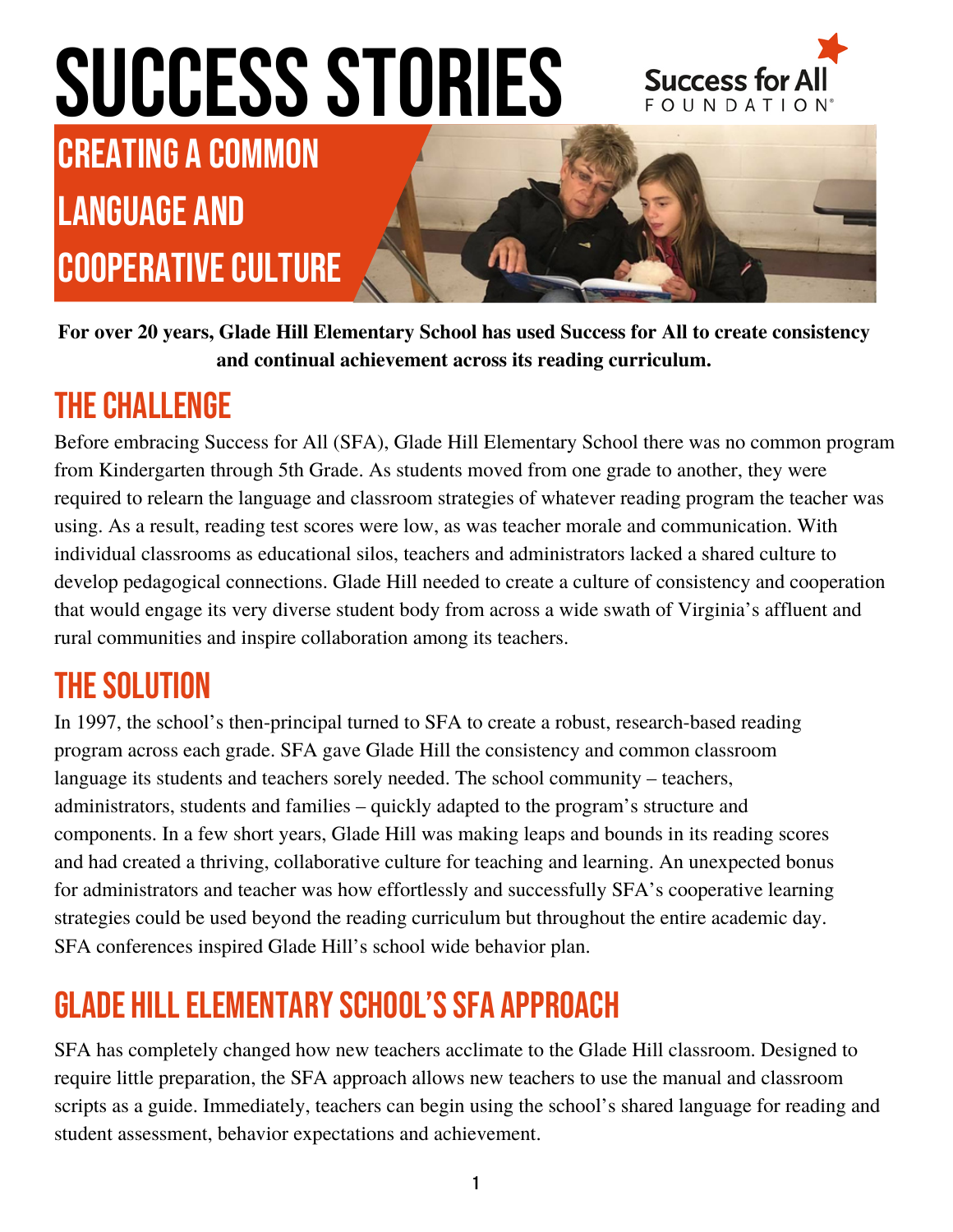# SUCCESS STORIES

Success for All FOUNDATION

## CREATING A COMMON LANGUAGE AND COOPERATIVE CULTURE

**For over 20 years, Glade Hill Elementary School has used Success for All to create consistency and continual achievement across its reading curriculum.**

## THE CHALLENGE

Before embracing Success for All (SFA), Glade Hill Elementary School there was no common program from Kindergarten through 5th Grade. As students moved from one grade to another, they were required to relearn the language and classroom strategies of whatever reading program the teacher was using. As a result, reading test scores were low, as was teacher morale and communication. With individual classrooms as educational silos, teachers and administrators lacked a shared culture to develop pedagogical connections. Glade Hill needed to create a culture of consistency and cooperation that would engage its very diverse student body from across a wide swath of Virginia's affluent and rural communities and inspire collaboration among its teachers.

## THE SOLUTION

In 1997, the school's then-principal turned to SFA to create a robust, research-based reading program across each grade. SFA gave Glade Hill the consistency and common classroom language its students and teachers sorely needed. The school community – teachers, administrators, students and families – quickly adapted to the program's structure and components. In a few short years, Glade Hill was making leaps and bounds in its reading scores and had created a thriving, collaborative culture for teaching and learning. An unexpected bonus for administrators and teacher was how effortlessly and successfully SFA's cooperative learning strategies could be used beyond the reading curriculum but throughout the entire academic day. SFA conferences inspired Glade Hill's school wide behavior plan.

## GLADE HILL ELEMENTARY SCHOOL'S SFA APPROACH

SFA has completely changed how new teachers acclimate to the Glade Hill classroom. Designed to require little preparation, the SFA approach allows new teachers to use the manual and classroom scripts as a guide. Immediately, teachers can begin using the school's shared language for reading and student assessment, behavior expectations and achievement.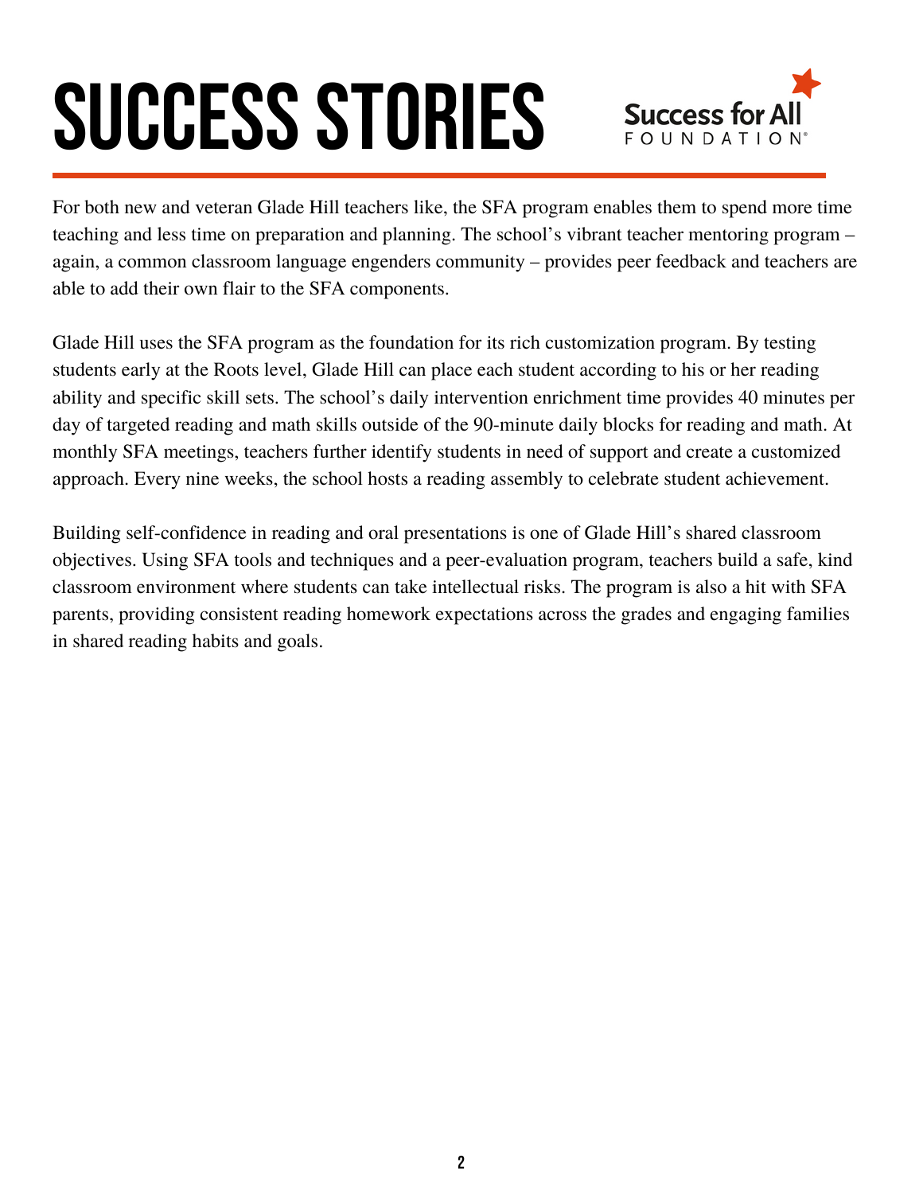# SUCCESS STORIES

Success for All FOUNDATION®

For both new and veteran Glade Hill teachers like, the SFA program enables them to spend more time teaching and less time on preparation and planning. The school's vibrant teacher mentoring program – again, a common classroom language engenders community – provides peer feedback and teachers are able to add their own flair to the SFA components.

Glade Hill uses the SFA program as the foundation for its rich customization program. By testing students early at the Roots level, Glade Hill can place each student according to his or her reading ability and specific skill sets. The school's daily intervention enrichment time provides 40 minutes per day of targeted reading and math skills outside of the 90-minute daily blocks for reading and math. At monthly SFA meetings, teachers further identify students in need of support and create a customized approach. Every nine weeks, the school hosts a reading assembly to celebrate student achievement.

Building self-confidence in reading and oral presentations is one of Glade Hill's shared classroom objectives. Using SFA tools and techniques and a peer-evaluation program, teachers build a safe, kind classroom environment where students can take intellectual risks. The program is also a hit with SFA parents, providing consistent reading homework expectations across the grades and engaging families in shared reading habits and goals.